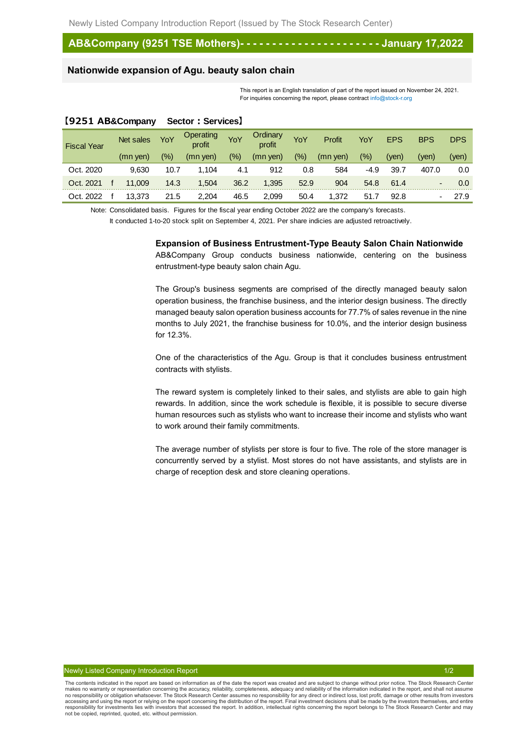## AB&Company (9251 TSE Mothers) - January 17,2022

### Nationwide expansion of Agu. beauty salon chain

This report is an English translation of part of the report issued on November 24, 2021.
For inquiries concerning the report, please contract info@stock-r.org

**【9251 AB&Company　Sector：Services】**

| Fiscal Year | | Net sales (mn yen) | YoY (%) | Operating profit (mn yen) | YoY (%) | Ordinary profit (mn yen) | YoY (%) | Profit (mn yen) | YoY (%) | EPS (yen) | BPS (yen) | DPS (yen) |
|---|---|---|---|---|---|---|---|---|---|---|---|---|
| Oct. 2020 | | 9,630 | 10.7 | 1,104 | 4.1 | 912 | 0.8 | 584 | -4.9 | 39.7 | 407.0 | 0.0 |
| Oct. 2021 | f | 11,009 | 14.3 | 1,504 | 36.2 | 1,395 | 52.9 | 904 | 54.8 | 61.4 | - | 0.0 |
| Oct. 2022 | f | 13,373 | 21.5 | 2,204 | 46.5 | 2,099 | 50.4 | 1,372 | 51.7 | 92.8 | - | 27.9 |

Note: Consolidated basis. Figures for the fiscal year ending October 2022 are the company's forecasts.
It conducted 1-to-20 stock split on September 4, 2021. Per share indicies are adjusted retroactively.

**Expansion of Business Entrustment-Type Beauty Salon Chain Nationwide**

AB&Company Group conducts business nationwide, centering on the business entrustment-type beauty salon chain Agu.

The Group's business segments are comprised of the directly managed beauty salon operation business, the franchise business, and the interior design business. The directly managed beauty salon operation business accounts for 77.7% of sales revenue in the nine months to July 2021, the franchise business for 10.0%, and the interior design business for 12.3%.

One of the characteristics of the Agu. Group is that it concludes business entrustment contracts with stylists.

The reward system is completely linked to their sales, and stylists are able to gain high rewards. In addition, since the work schedule is flexible, it is possible to secure diverse human resources such as stylists who want to increase their income and stylists who want to work around their family commitments.

The average number of stylists per store is four to five. The role of the store manager is concurrently served by a stylist. Most stores do not have assistants, and stylists are in charge of reception desk and store cleaning operations.

The contents indicated in the report are based on information as of the date the report was created and are subject to change without prior notice. The Stock Research Center makes no warranty or representation concerning the accuracy, reliability, completeness, adequacy and reliability of the information indicated in the report, and shall not assume no responsibility or obligation whatsoever. The Stock Research Center assumes no responsibility for any direct or indirect loss, lost profit, damage or other results from investors accessing and using the report or relying on the report concerning the distribution of the report. Final investment decisions shall be made by the investors themselves, and entire responsibility for investments lies with investors that accessed the report. In addition, intellectual rights concerning the report belongs to The Stock Research Center and may not be copied, reprinted, quoted, etc. without permission.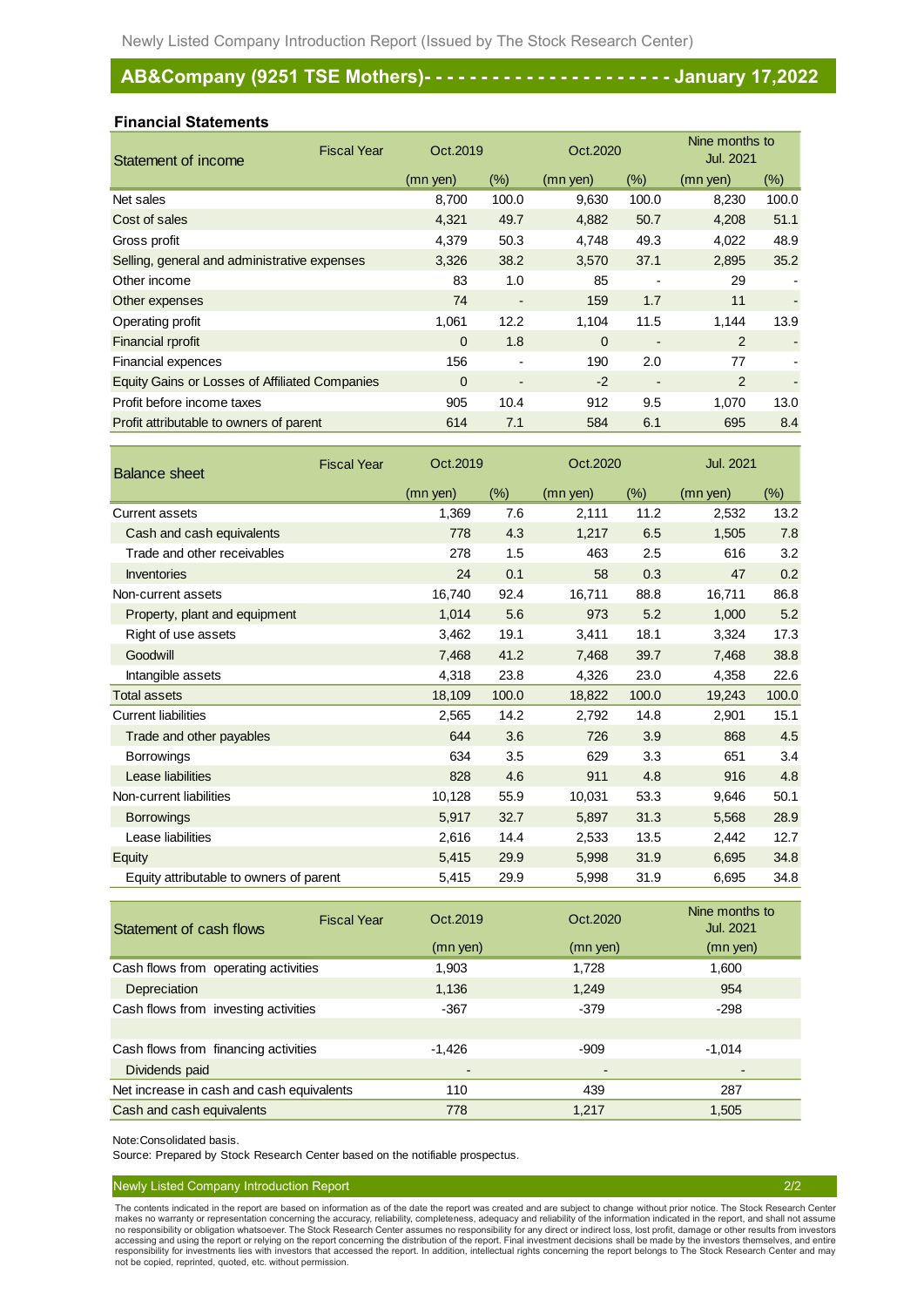# AB&Company (9251 TSE Mothers)- - - - - - - - - - - - - - - - - - - - - - January 17,2022

## Financial Statements

| Statement of income | Fiscal Year | Oct.2019 | | Oct.2020 | | Nine months to Jul. 2021 | |
|---|---|---|---|---|---|---|---|
| | | (mn yen) | (%) | (mn yen) | (%) | (mn yen) | (%) |
| Net sales | | 8,700 | 100.0 | 9,630 | 100.0 | 8,230 | 100.0 |
| Cost of sales | | 4,321 | 49.7 | 4,882 | 50.7 | 4,208 | 51.1 |
| Gross profit | | 4,379 | 50.3 | 4,748 | 49.3 | 4,022 | 48.9 |
| Selling, general and administrative expenses | | 3,326 | 38.2 | 3,570 | 37.1 | 2,895 | 35.2 |
| Other income | | 83 | 1.0 | 85 | - | 29 | - |
| Other expenses | | 74 | - | 159 | 1.7 | 11 | - |
| Operating profit | | 1,061 | 12.2 | 1,104 | 11.5 | 1,144 | 13.9 |
| Financial rprofit | | 0 | 1.8 | 0 | - | 2 | - |
| Financial expences | | 156 | - | 190 | 2.0 | 77 | - |
| Equity Gains or Losses of Affiliated Companies | | 0 | - | -2 | - | 2 | - |
| Profit before income taxes | | 905 | 10.4 | 912 | 9.5 | 1,070 | 13.0 |
| Profit attributable to owners of parent | | 614 | 7.1 | 584 | 6.1 | 695 | 8.4 |

| Balance sheet | Fiscal Year | Oct.2019 | | Oct.2020 | | Jul. 2021 | |
|---|---|---|---|---|---|---|---|
| | | (mn yen) | (%) | (mn yen) | (%) | (mn yen) | (%) |
| Current assets | | 1,369 | 7.6 | 2,111 | 11.2 | 2,532 | 13.2 |
| Cash and cash equivalents | | 778 | 4.3 | 1,217 | 6.5 | 1,505 | 7.8 |
| Trade and other receivables | | 278 | 1.5 | 463 | 2.5 | 616 | 3.2 |
| Inventories | | 24 | 0.1 | 58 | 0.3 | 47 | 0.2 |
| Non-current assets | | 16,740 | 92.4 | 16,711 | 88.8 | 16,711 | 86.8 |
| Property, plant and equipment | | 1,014 | 5.6 | 973 | 5.2 | 1,000 | 5.2 |
| Right of use assets | | 3,462 | 19.1 | 3,411 | 18.1 | 3,324 | 17.3 |
| Goodwill | | 7,468 | 41.2 | 7,468 | 39.7 | 7,468 | 38.8 |
| Intangible assets | | 4,318 | 23.8 | 4,326 | 23.0 | 4,358 | 22.6 |
| Total assets | | 18,109 | 100.0 | 18,822 | 100.0 | 19,243 | 100.0 |
| Current liabilities | | 2,565 | 14.2 | 2,792 | 14.8 | 2,901 | 15.1 |
| Trade and other payables | | 644 | 3.6 | 726 | 3.9 | 868 | 4.5 |
| Borrowings | | 634 | 3.5 | 629 | 3.3 | 651 | 3.4 |
| Lease liabilities | | 828 | 4.6 | 911 | 4.8 | 916 | 4.8 |
| Non-current liabilities | | 10,128 | 55.9 | 10,031 | 53.3 | 9,646 | 50.1 |
| Borrowings | | 5,917 | 32.7 | 5,897 | 31.3 | 5,568 | 28.9 |
| Lease liabilities | | 2,616 | 14.4 | 2,533 | 13.5 | 2,442 | 12.7 |
| Equity | | 5,415 | 29.9 | 5,998 | 31.9 | 6,695 | 34.8 |
| Equity attributable to owners of parent | | 5,415 | 29.9 | 5,998 | 31.9 | 6,695 | 34.8 |

| Statement of cash flows | Fiscal Year | Oct.2019 | Oct.2020 | Nine months to Jul. 2021 |
|---|---|---|---|---|
| | | (mn yen) | (mn yen) | (mn yen) |
| Cash flows from operating activities | | 1,903 | 1,728 | 1,600 |
| Depreciation | | 1,136 | 1,249 | 954 |
| Cash flows from investing activities | | -367 | -379 | -298 |
| | | | | |
| Cash flows from financing activities | | -1,426 | -909 | -1,014 |
| Dividends paid | | - | - | - |
| Net increase in cash and cash equivalents | | 110 | 439 | 287 |
| Cash and cash equivalents | | 778 | 1,217 | 1,505 |

Note:Consolidated basis.

Source: Prepared by Stock Research Center based on the notifiable prospectus.

The contents indicated in the report are based on information as of the date the report was created and are subject to change without prior notice. The Stock Research Center makes no warranty or representation concerning the accuracy, reliability, completeness, adequacy and reliability of the information indicated in the report, and shall not assume no responsibility or obligation whatsoever. The Stock Research Center assumes no responsibility for any direct or indirect loss, lost profit, damage or other results from investors accessing and using the report or relying on the report concerning the distribution of the report. Final investment decisions shall be made by the investors themselves, and entire responsibility for investments lies with investors that accessed the report. In addition, intellectual rights concerning the report belongs to The Stock Research Center and may not be copied, reprinted, quoted, etc. without permission.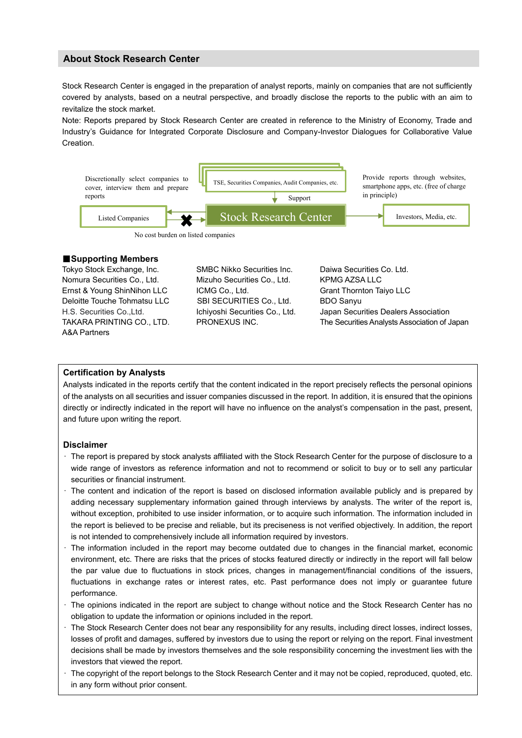## About Stock Research Center

Stock Research Center is engaged in the preparation of analyst reports, mainly on companies that are not sufficiently covered by analysts, based on a neutral perspective, and broadly disclose the reports to the public with an aim to revitalize the stock market.

Note: Reports prepared by Stock Research Center are created in reference to the Ministry of Economy, Trade and Industry's Guidance for Integrated Corporate Disclosure and Company-Investor Dialogues for Collaborative Value Creation.

Discretionally select companies to cover, interview them and prepare reports

TSE, Securities Companies, Audit Companies, etc.

Support

Provide reports through websites, smartphone apps, etc. (free of charge in principle)

Listed Companies

Stock Research Center

Investors, Media, etc.

No cost burden on listed companies

### ■Supporting Members

Tokyo Stock Exchange, Inc.
Nomura Securities Co., Ltd.
Ernst & Young ShinNihon LLC
Deloitte Touche Tohmatsu LLC
H.S. Securities Co.,Ltd.
TAKARA PRINTING CO., LTD.
A&A Partners
SMBC Nikko Securities Inc.
Mizuho Securities Co., Ltd.
ICMG Co., Ltd.
SBI SECURITIES Co., Ltd.
Ichiyoshi Securities Co., Ltd.
PRONEXUS INC.
Daiwa Securities Co. Ltd.
KPMG AZSA LLC
Grant Thornton Taiyo LLC
BDO Sanyu
Japan Securities Dealers Association
The Securities Analysts Association of Japan

### Certification by Analysts

Analysts indicated in the reports certify that the content indicated in the report precisely reflects the personal opinions of the analysts on all securities and issuer companies discussed in the report. In addition, it is ensured that the opinions directly or indirectly indicated in the report will have no influence on the analyst's compensation in the past, present, and future upon writing the report.

### Disclaimer

- The report is prepared by stock analysts affiliated with the Stock Research Center for the purpose of disclosure to a wide range of investors as reference information and not to recommend or solicit to buy or to sell any particular securities or financial instrument.
- The content and indication of the report is based on disclosed information available publicly and is prepared by adding necessary supplementary information gained through interviews by analysts. The writer of the report is, without exception, prohibited to use insider information, or to acquire such information. The information included in the report is believed to be precise and reliable, but its preciseness is not verified objectively. In addition, the report is not intended to comprehensively include all information required by investors.
- The information included in the report may become outdated due to changes in the financial market, economic environment, etc. There are risks that the prices of stocks featured directly or indirectly in the report will fall below the par value due to fluctuations in stock prices, changes in management/financial conditions of the issuers, fluctuations in exchange rates or interest rates, etc. Past performance does not imply or guarantee future performance.
- The opinions indicated in the report are subject to change without notice and the Stock Research Center has no obligation to update the information or opinions included in the report.
- The Stock Research Center does not bear any responsibility for any results, including direct losses, indirect losses, losses of profit and damages, suffered by investors due to using the report or relying on the report. Final investment decisions shall be made by investors themselves and the sole responsibility concerning the investment lies with the investors that viewed the report.
- The copyright of the report belongs to the Stock Research Center and it may not be copied, reproduced, quoted, etc. in any form without prior consent.